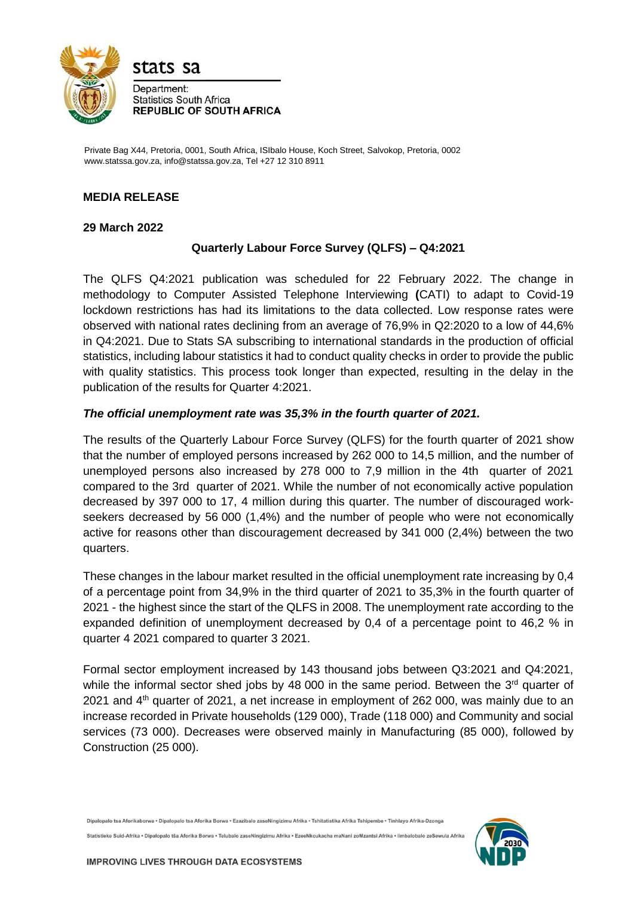stats sa

Department:
Statistics South Africa
**REPUBLIC OF SOUTH AFRICA**

Private Bag X44, Pretoria, 0001, South Africa, ISIbalo House, Koch Street, Salvokop, Pretoria, 0002
www.statssa.gov.za, info@statssa.gov.za, Tel +27 12 310 8911

**MEDIA RELEASE**

**29 March 2022**

## Quarterly Labour Force Survey (QLFS) – Q4:2021

The QLFS Q4:2021 publication was scheduled for 22 February 2022. The change in methodology to Computer Assisted Telephone Interviewing **(**CATI) to adapt to Covid-19 lockdown restrictions has had its limitations to the data collected. Low response rates were observed with national rates declining from an average of 76,9% in Q2:2020 to a low of 44,6% in Q4:2021. Due to Stats SA subscribing to international standards in the production of official statistics, including labour statistics it had to conduct quality checks in order to provide the public with quality statistics. This process took longer than expected, resulting in the delay in the publication of the results for Quarter 4:2021.

***The official unemployment rate was 35,3% in the fourth quarter of 2021.***

The results of the Quarterly Labour Force Survey (QLFS) for the fourth quarter of 2021 show that the number of employed persons increased by 262 000 to 14,5 million, and the number of unemployed persons also increased by 278 000 to 7,9 million in the 4th quarter of 2021 compared to the 3rd quarter of 2021. While the number of not economically active population decreased by 397 000 to 17, 4 million during this quarter. The number of discouraged work-seekers decreased by 56 000 (1,4%) and the number of people who were not economically active for reasons other than discouragement decreased by 341 000 (2,4%) between the two quarters.

These changes in the labour market resulted in the official unemployment rate increasing by 0,4 of a percentage point from 34,9% in the third quarter of 2021 to 35,3% in the fourth quarter of 2021 - the highest since the start of the QLFS in 2008. The unemployment rate according to the expanded definition of unemployment decreased by 0,4 of a percentage point to 46,2 % in quarter 4 2021 compared to quarter 3 2021.

Formal sector employment increased by 143 thousand jobs between Q3:2021 and Q4:2021, while the informal sector shed jobs by 48 000 in the same period. Between the 3rd quarter of 2021 and 4th quarter of 2021, a net increase in employment of 262 000, was mainly due to an increase recorded in Private households (129 000), Trade (118 000) and Community and social services (73 000). Decreases were observed mainly in Manufacturing (85 000), followed by Construction (25 000).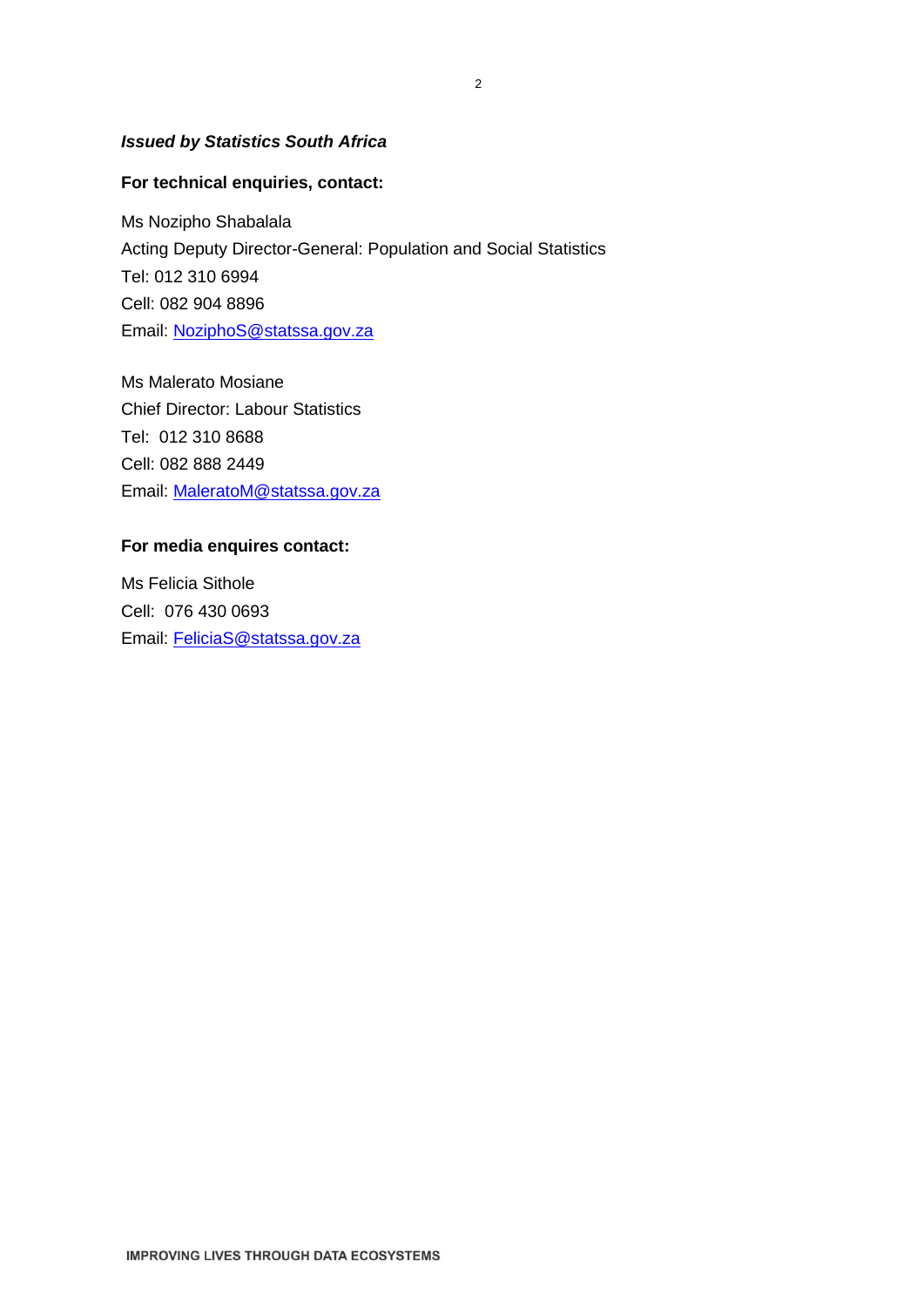***Issued by Statistics South Africa***

**For technical enquiries, contact:**

Ms Nozipho Shabalala
Acting Deputy Director-General: Population and Social Statistics
Tel: 012 310 6994
Cell: 082 904 8896
Email: NoziphoS@statssa.gov.za

Ms Malerato Mosiane
Chief Director: Labour Statistics
Tel: 012 310 8688
Cell: 082 888 2449
Email: MaleratoM@statssa.gov.za

**For media enquires contact:**

Ms Felicia Sithole
Cell: 076 430 0693
Email: FeliciaS@statssa.gov.za